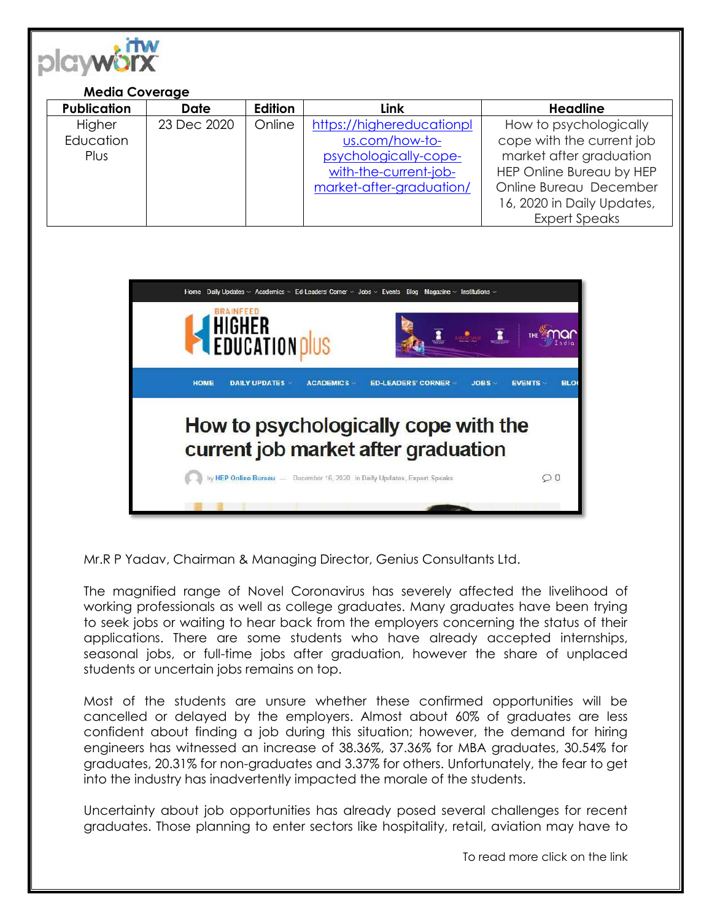**Media Coverage**

| Publication | Date | Edition | Link | Headline |
|---|---|---|---|---|
| Higher Education Plus | 23 Dec 2020 | Online | https://highereducationplus.com/how-to-psychologically-cope-with-the-current-job-market-after-graduation/ | How to psychologically cope with the current job market after graduation HEP Online Bureau by HEP Online Bureau December 16, 2020 in Daily Updates, Expert Speaks |

Mr.R P Yadav, Chairman & Managing Director, Genius Consultants Ltd.

The magnified range of Novel Coronavirus has severely affected the livelihood of working professionals as well as college graduates. Many graduates have been trying to seek jobs or waiting to hear back from the employers concerning the status of their applications. There are some students who have already accepted internships, seasonal jobs, or full-time jobs after graduation, however the share of unplaced students or uncertain jobs remains on top.

Most of the students are unsure whether these confirmed opportunities will be cancelled or delayed by the employers. Almost about 60% of graduates are less confident about finding a job during this situation; however, the demand for hiring engineers has witnessed an increase of 38.36%, 37.36% for MBA graduates, 30.54% for graduates, 20.31% for non-graduates and 3.37% for others. Unfortunately, the fear to get into the industry has inadvertently impacted the morale of the students.

Uncertainty about job opportunities has already posed several challenges for recent graduates. Those planning to enter sectors like hospitality, retail, aviation may have to

To read more click on the link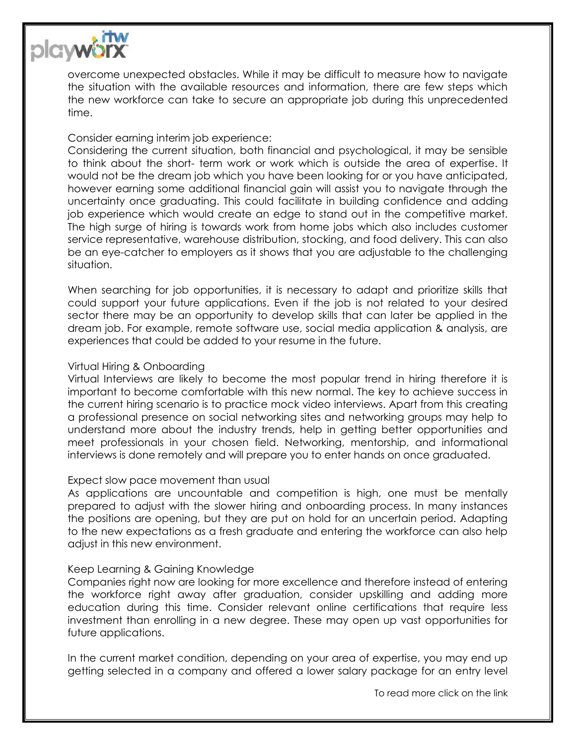overcome unexpected obstacles. While it may be difficult to measure how to navigate the situation with the available resources and information, there are few steps which the new workforce can take to secure an appropriate job during this unprecedented time.

Consider earning interim job experience:

Considering the current situation, both financial and psychological, it may be sensible to think about the short- term work or work which is outside the area of expertise. It would not be the dream job which you have been looking for or you have anticipated, however earning some additional financial gain will assist you to navigate through the uncertainty once graduating. This could facilitate in building confidence and adding job experience which would create an edge to stand out in the competitive market. The high surge of hiring is towards work from home jobs which also includes customer service representative, warehouse distribution, stocking, and food delivery. This can also be an eye-catcher to employers as it shows that you are adjustable to the challenging situation.

When searching for job opportunities, it is necessary to adapt and prioritize skills that could support your future applications. Even if the job is not related to your desired sector there may be an opportunity to develop skills that can later be applied in the dream job. For example, remote software use, social media application & analysis, are experiences that could be added to your resume in the future.

Virtual Hiring & Onboarding

Virtual Interviews are likely to become the most popular trend in hiring therefore it is important to become comfortable with this new normal. The key to achieve success in the current hiring scenario is to practice mock video interviews. Apart from this creating a professional presence on social networking sites and networking groups may help to understand more about the industry trends, help in getting better opportunities and meet professionals in your chosen field. Networking, mentorship, and informational interviews is done remotely and will prepare you to enter hands on once graduated.

Expect slow pace movement than usual

As applications are uncountable and competition is high, one must be mentally prepared to adjust with the slower hiring and onboarding process. In many instances the positions are opening, but they are put on hold for an uncertain period. Adapting to the new expectations as a fresh graduate and entering the workforce can also help adjust in this new environment.

Keep Learning & Gaining Knowledge

Companies right now are looking for more excellence and therefore instead of entering the workforce right away after graduation, consider upskilling and adding more education during this time. Consider relevant online certifications that require less investment than enrolling in a new degree. These may open up vast opportunities for future applications.

In the current market condition, depending on your area of expertise, you may end up getting selected in a company and offered a lower salary package for an entry level

To read more click on the link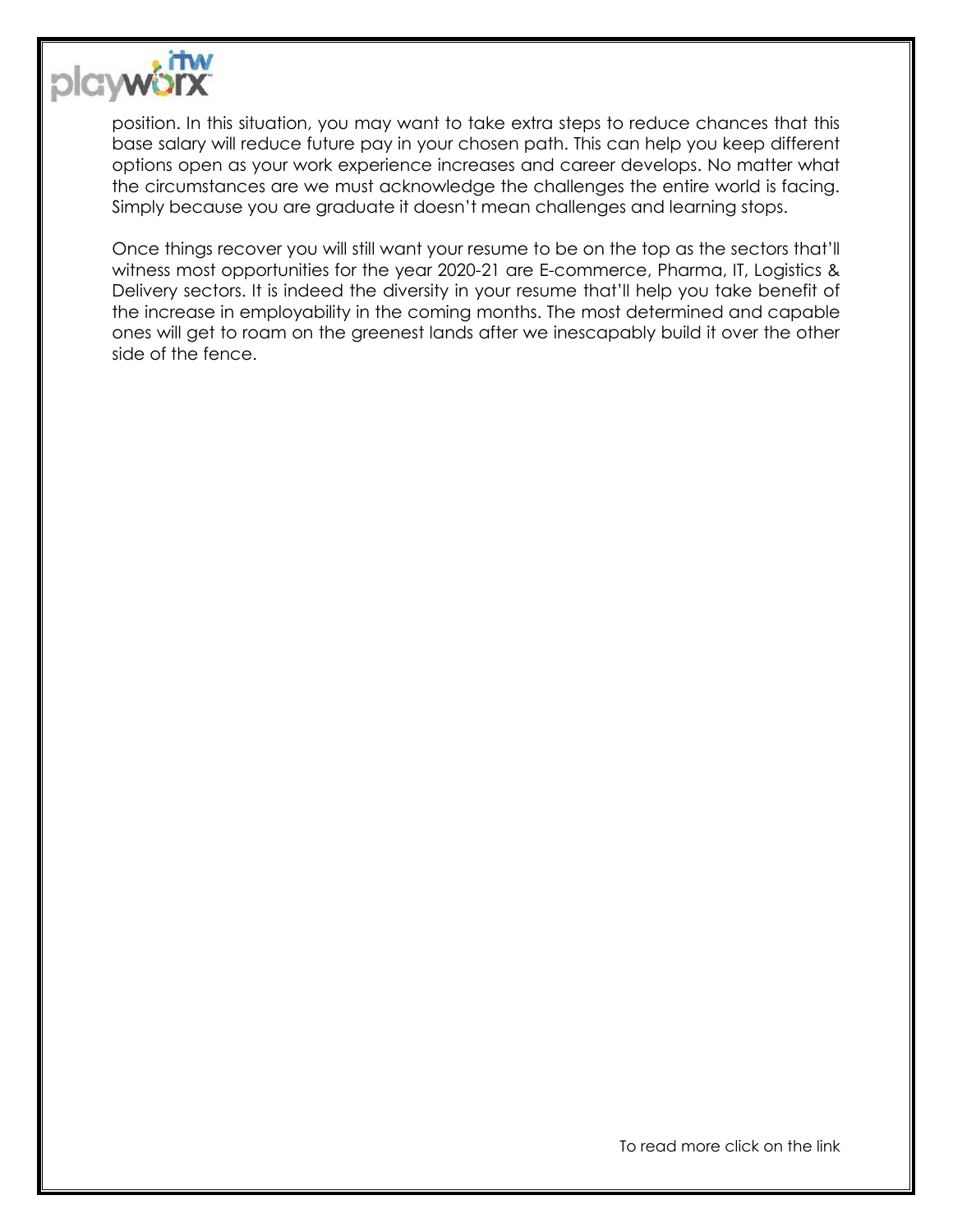position. In this situation, you may want to take extra steps to reduce chances that this base salary will reduce future pay in your chosen path. This can help you keep different options open as your work experience increases and career develops. No matter what the circumstances are we must acknowledge the challenges the entire world is facing. Simply because you are graduate it doesn't mean challenges and learning stops.

Once things recover you will still want your resume to be on the top as the sectors that'll witness most opportunities for the year 2020-21 are E-commerce, Pharma, IT, Logistics & Delivery sectors. It is indeed the diversity in your resume that'll help you take benefit of the increase in employability in the coming months. The most determined and capable ones will get to roam on the greenest lands after we inescapably build it over the other side of the fence.

To read more click on the link